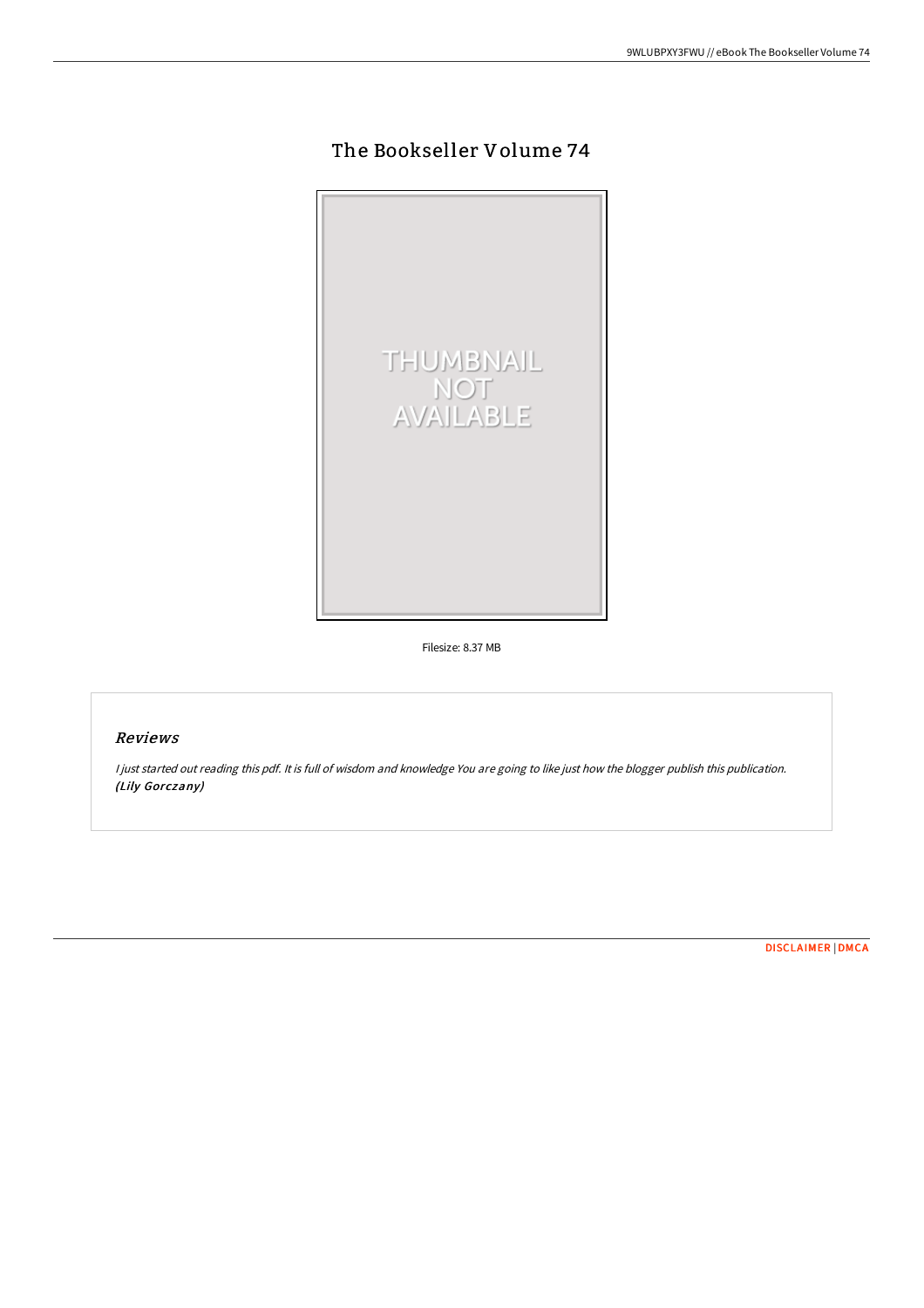# The Bookseller Volume 74

Filesize: 8.37 MB

## Reviews

*I just started out reading this pdf. It is full of wisdom and knowledge You are going to like just how the blogger publish this publication.* *(Lily Gorczany)*

DISCLAIMER | DMCA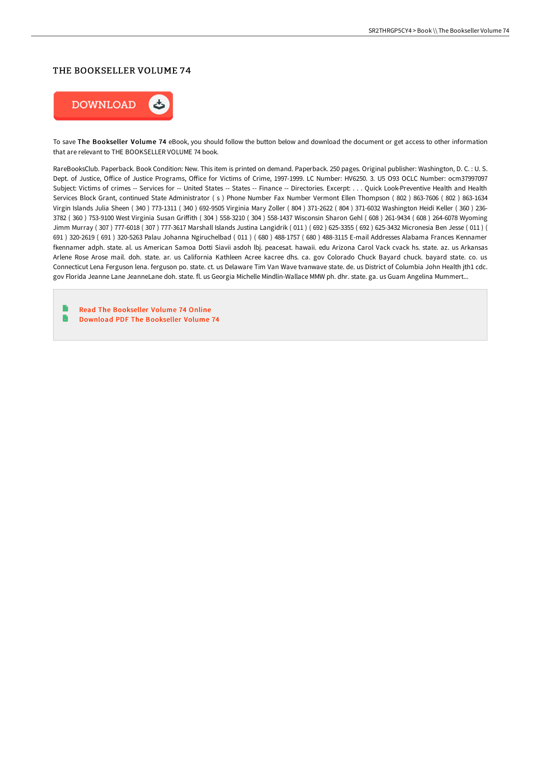## THE BOOKSELLER VOLUME 74

DOWNLOAD

To save **The Bookseller Volume 74** eBook, you should follow the button below and download the document or get access to other information that are relevant to THE BOOKSELLER VOLUME 74 book.

RareBooksClub. Paperback. Book Condition: New. This item is printed on demand. Paperback. 250 pages. Original publisher: Washington, D. C. : U. S. Dept. of Justice, Office of Justice Programs, Office for Victims of Crime, 1997-1999. LC Number: HV6250. 3. U5 O93 OCLC Number: ocm37997097 Subject: Victims of crimes -- Services for -- United States -- States -- Finance -- Directories. Excerpt: . . . Quick Look-Preventive Health and Health Services Block Grant, continued State Administrator ( s ) Phone Number Fax Number Vermont Ellen Thompson ( 802 ) 863-7606 ( 802 ) 863-1634 Virgin Islands Julia Sheen ( 340 ) 773-1311 ( 340 ) 692-9505 Virginia Mary Zoller ( 804 ) 371-2622 ( 804 ) 371-6032 Washington Heidi Keller ( 360 ) 236-3782 ( 360 ) 753-9100 West Virginia Susan Griffith ( 304 ) 558-3210 ( 304 ) 558-1437 Wisconsin Sharon Gehl ( 608 ) 261-9434 ( 608 ) 264-6078 Wyoming Jimm Murray ( 307 ) 777-6018 ( 307 ) 777-3617 Marshall Islands Justina Langidrik ( 011 ) ( 692 ) 625-3355 ( 692 ) 625-3432 Micronesia Ben Jesse ( 011 ) ( 691 ) 320-2619 ( 691 ) 320-5263 Palau Johanna Ngiruchelbad ( 011 ) ( 680 ) 488-1757 ( 680 ) 488-3115 E-mail Addresses Alabama Frances Kennamer fkennamer adph. state. al. us American Samoa Dotti Siavii asdoh lbj. peacesat. hawaii. edu Arizona Carol Vack cvack hs. state. az. us Arkansas Arlene Rose Arose mail. doh. state. ar. us California Kathleen Acree kacree dhs. ca. gov Colorado Chuck Bayard chuck. bayard state. co. us Connecticut Lena Ferguson lena. ferguson po. state. ct. us Delaware Tim Van Wave tvanwave state. de. us District of Columbia John Health jth1 cdc. gov Florida Jeanne Lane JeanneLane doh. state. fl. us Georgia Michelle Mindlin-Wallace MMW ph. dhr. state. ga. us Guam Angelina Mummert...

- Read The Bookseller Volume 74 Online
- Download PDF The Bookseller Volume 74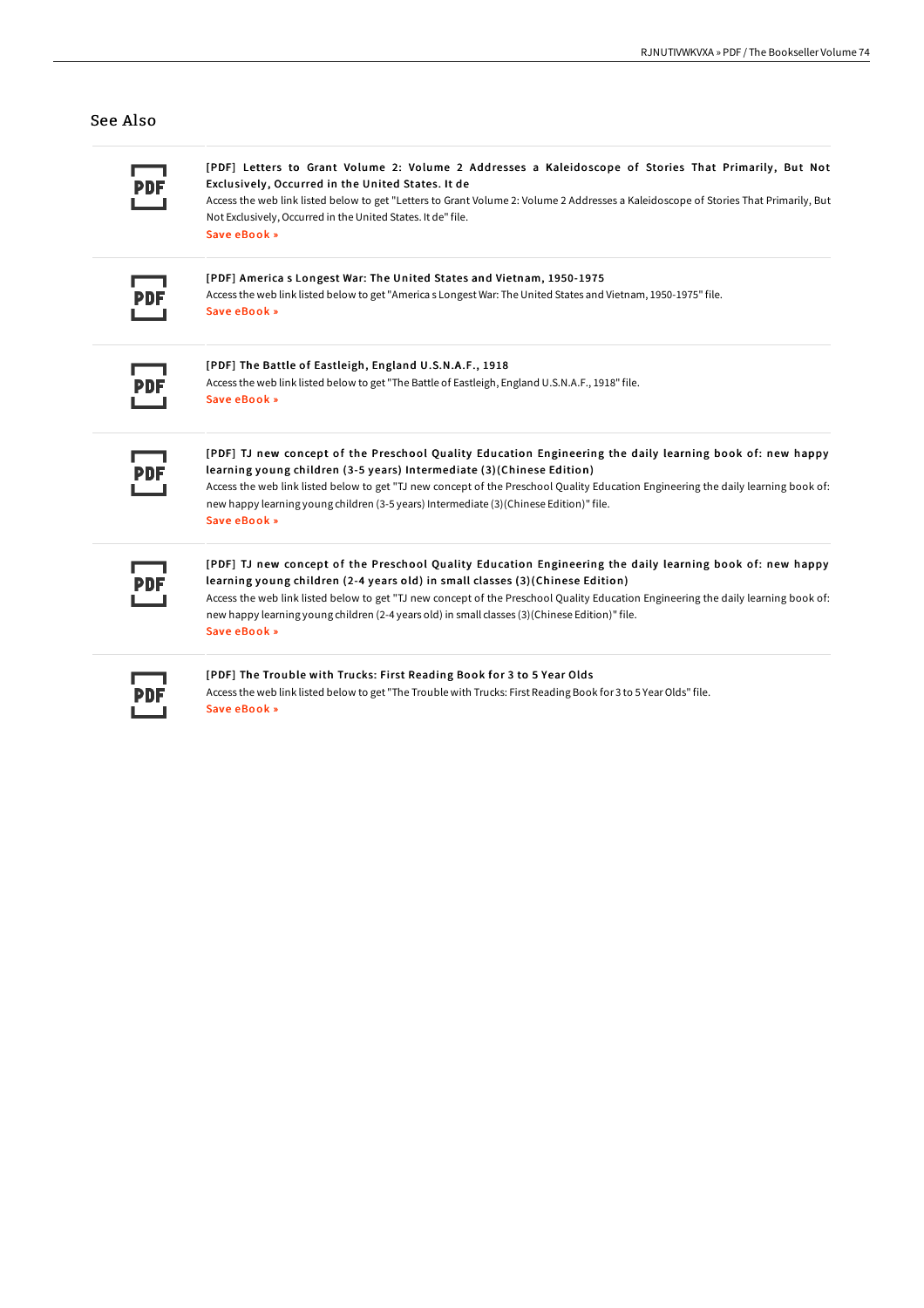## See Also

**[PDF] Letters to Grant Volume 2: Volume 2 Addresses a Kaleidoscope of Stories That Primarily, But Not Exclusively, Occurred in the United States. It de**

Access the web link listed below to get "Letters to Grant Volume 2: Volume 2 Addresses a Kaleidoscope of Stories That Primarily, But Not Exclusively, Occurred in the United States. It de" file.

Save eBook »

**[PDF] America s Longest War: The United States and Vietnam, 1950-1975**

Access the web link listed below to get "America s Longest War: The United States and Vietnam, 1950-1975" file.

Save eBook »

**[PDF] The Battle of Eastleigh, England U.S.N.A.F., 1918**

Access the web link listed below to get "The Battle of Eastleigh, England U.S.N.A.F., 1918" file.

Save eBook »

**[PDF] TJ new concept of the Preschool Quality Education Engineering the daily learning book of: new happy learning young children (3-5 years) Intermediate (3)(Chinese Edition)**

Access the web link listed below to get "TJ new concept of the Preschool Quality Education Engineering the daily learning book of: new happy learning young children (3-5 years) Intermediate (3)(Chinese Edition)" file.

Save eBook »

**[PDF] TJ new concept of the Preschool Quality Education Engineering the daily learning book of: new happy learning young children (2-4 years old) in small classes (3)(Chinese Edition)**

Access the web link listed below to get "TJ new concept of the Preschool Quality Education Engineering the daily learning book of: new happy learning young children (2-4 years old) in small classes (3)(Chinese Edition)" file.

Save eBook »

**[PDF] The Trouble with Trucks: First Reading Book for 3 to 5 Year Olds**

Access the web link listed below to get "The Trouble with Trucks: First Reading Book for 3 to 5 Year Olds" file.

Save eBook »